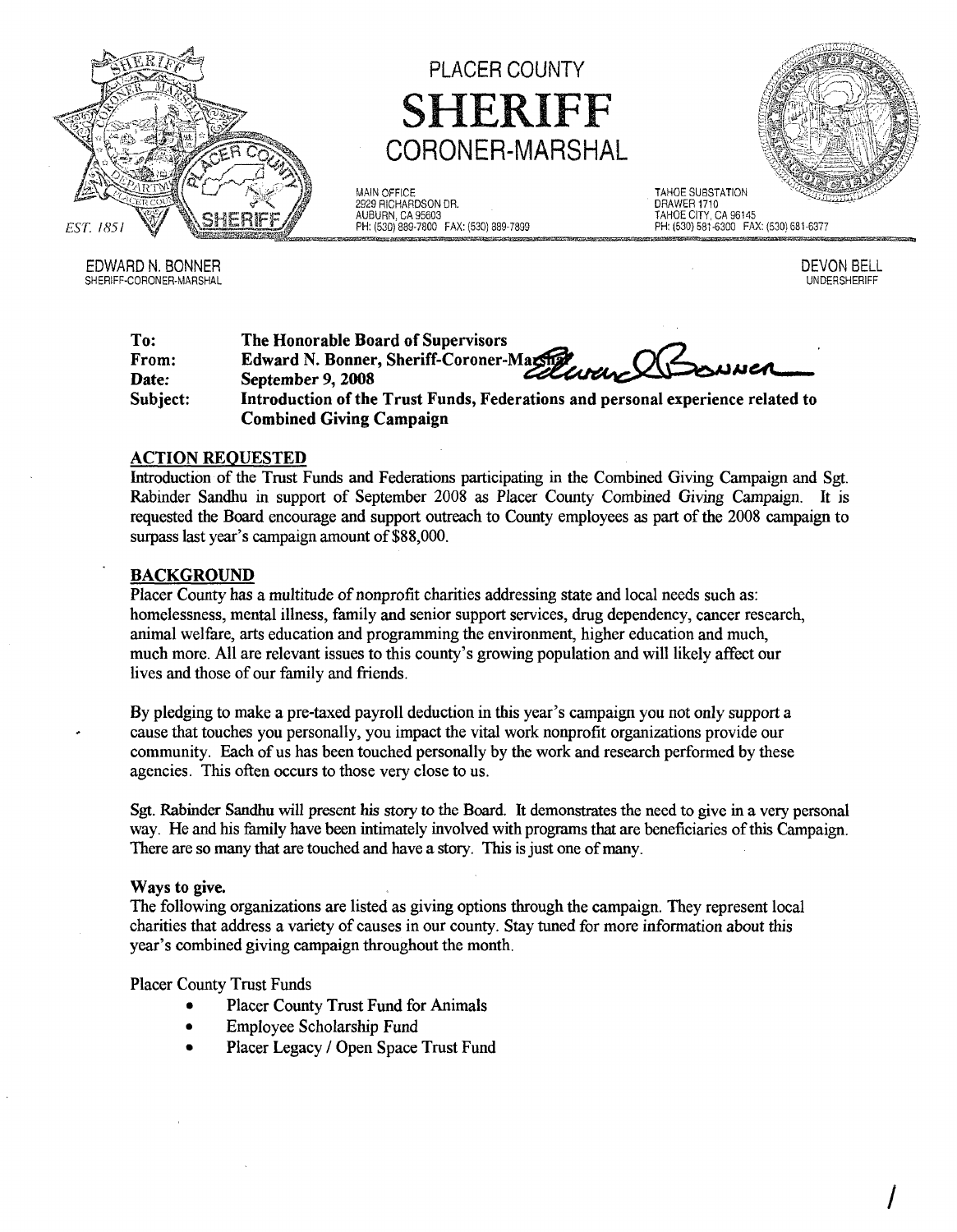# PLACER COUNTY SHERIFF CORONER-MARSHAL

MAIN OFFICE
2929 RICHARDSON DR.
AUBURN, CA 95603
PH: (530) 889-7800 FAX: (530) 889-7899

TAHOE SUBSTATION
DRAWER 1710
TAHOE CITY, CA 96145
PH: (530) 581-6300 FAX: (530) 581-6377

EST. 1851

EDWARD N. BONNER
SHERIFF-CORONER-MARSHAL

DEVON BELL
UNDERSHERIFF

**To:** The Honorable Board of Supervisors
**From:** Edward N. Bonner, Sheriff-Coroner-Marshal
**Date:** September 9, 2008
**Subject:** Introduction of the Trust Funds, Federations and personal experience related to Combined Giving Campaign

## ACTION REQUESTED

Introduction of the Trust Funds and Federations participating in the Combined Giving Campaign and Sgt. Rabinder Sandhu in support of September 2008 as Placer County Combined Giving Campaign. It is requested the Board encourage and support outreach to County employees as part of the 2008 campaign to surpass last year's campaign amount of $88,000.

## BACKGROUND

Placer County has a multitude of nonprofit charities addressing state and local needs such as: homelessness, mental illness, family and senior support services, drug dependency, cancer research, animal welfare, arts education and programming the environment, higher education and much, much more. All are relevant issues to this county's growing population and will likely affect our lives and those of our family and friends.

By pledging to make a pre-taxed payroll deduction in this year's campaign you not only support a cause that touches you personally, you impact the vital work nonprofit organizations provide our community. Each of us has been touched personally by the work and research performed by these agencies. This often occurs to those very close to us.

Sgt. Rabinder Sandhu will present his story to the Board. It demonstrates the need to give in a very personal way. He and his family have been intimately involved with programs that are beneficiaries of this Campaign. There are so many that are touched and have a story. This is just one of many.

**Ways to give.**

The following organizations are listed as giving options through the campaign. They represent local charities that address a variety of causes in our county. Stay tuned for more information about this year's combined giving campaign throughout the month.

Placer County Trust Funds

- Placer County Trust Fund for Animals
- Employee Scholarship Fund
- Placer Legacy / Open Space Trust Fund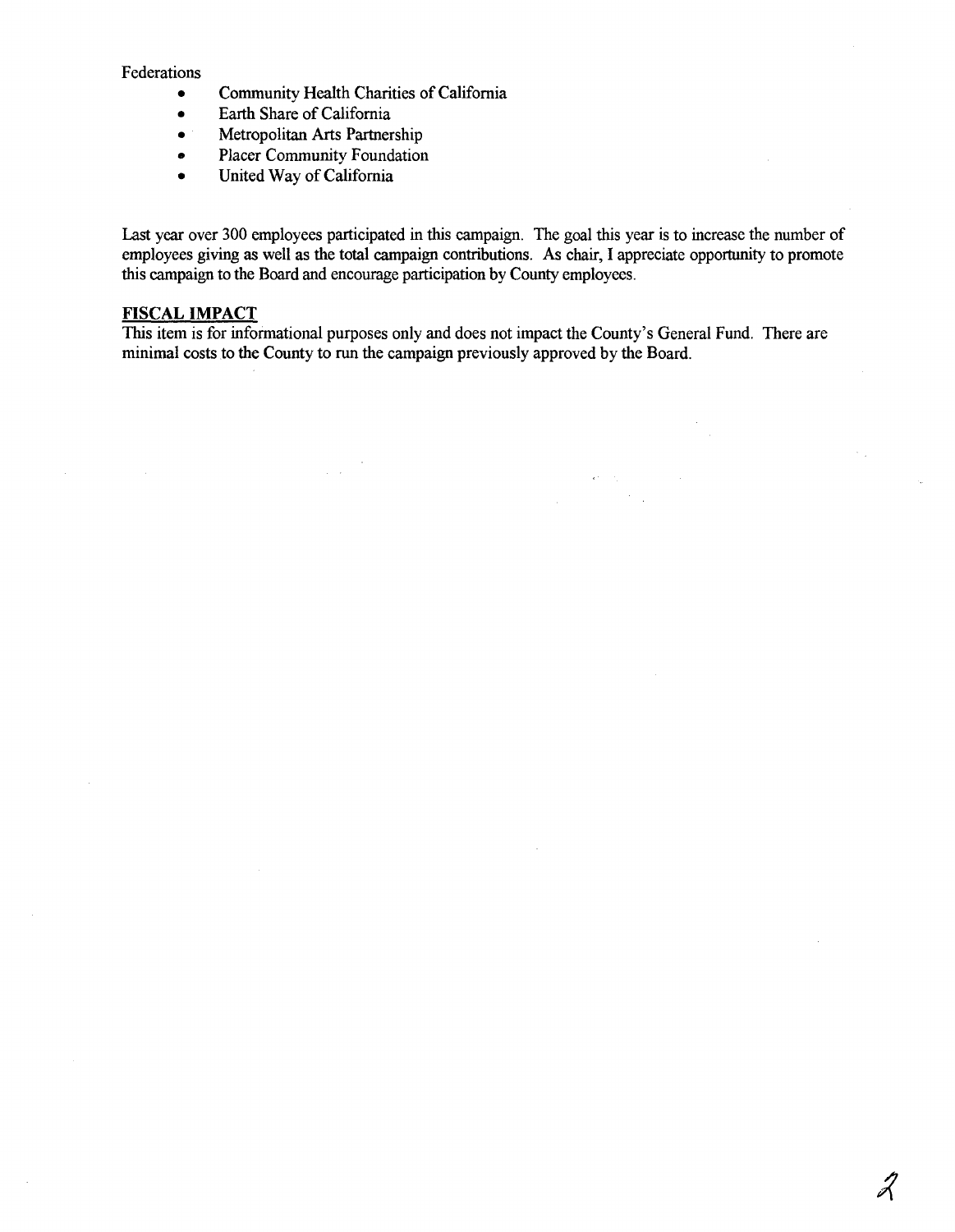Federations

- Community Health Charities of California
- Earth Share of California
- Metropolitan Arts Partnership
- Placer Community Foundation
- United Way of California

Last year over 300 employees participated in this campaign. The goal this year is to increase the number of employees giving as well as the total campaign contributions. As chair, I appreciate opportunity to promote this campaign to the Board and encourage participation by County employees.

## FISCAL IMPACT

This item is for informational purposes only and does not impact the County's General Fund. There are minimal costs to the County to run the campaign previously approved by the Board.